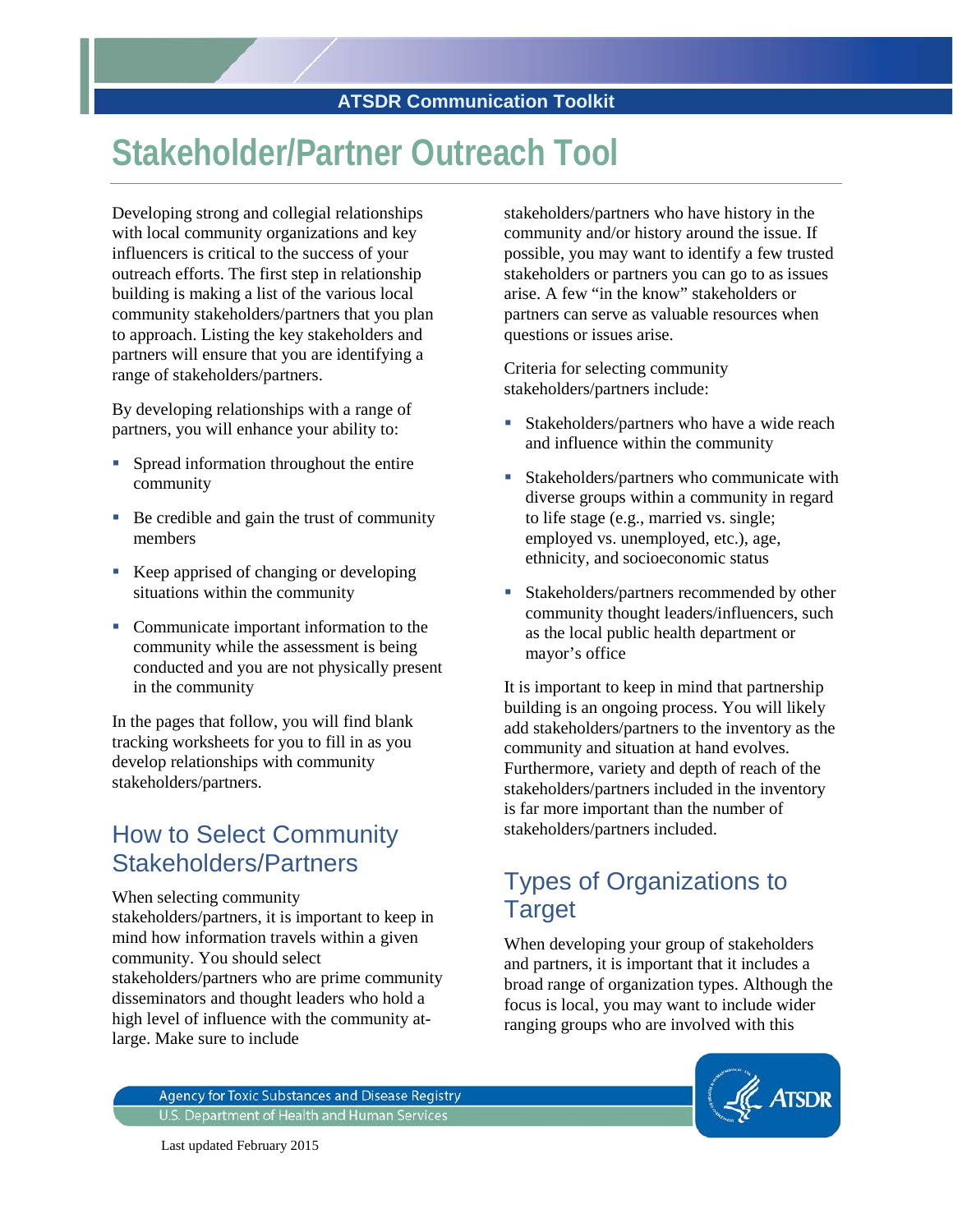ATSDR Communication Toolkit

# Stakeholder/Partner Outreach Tool

Developing strong and collegial relationships with local community organizations and key influencers is critical to the success of your outreach efforts. The first step in relationship building is making a list of the various local community stakeholders/partners that you plan to approach. Listing the key stakeholders and partners will ensure that you are identifying a range of stakeholders/partners.

By developing relationships with a range of partners, you will enhance your ability to:

- Spread information throughout the entire community
- Be credible and gain the trust of community members
- Keep apprised of changing or developing situations within the community
- Communicate important information to the community while the assessment is being conducted and you are not physically present in the community

In the pages that follow, you will find blank tracking worksheets for you to fill in as you develop relationships with community stakeholders/partners.

## How to Select Community Stakeholders/Partners

When selecting community stakeholders/partners, it is important to keep in mind how information travels within a given community. You should select stakeholders/partners who are prime community disseminators and thought leaders who hold a high level of influence with the community at-large. Make sure to include stakeholders/partners who have history in the community and/or history around the issue. If possible, you may want to identify a few trusted stakeholders or partners you can go to as issues arise. A few "in the know" stakeholders or partners can serve as valuable resources when questions or issues arise.

Criteria for selecting community stakeholders/partners include:

- Stakeholders/partners who have a wide reach and influence within the community
- Stakeholders/partners who communicate with diverse groups within a community in regard to life stage (e.g., married vs. single; employed vs. unemployed, etc.), age, ethnicity, and socioeconomic status
- Stakeholders/partners recommended by other community thought leaders/influencers, such as the local public health department or mayor's office

It is important to keep in mind that partnership building is an ongoing process. You will likely add stakeholders/partners to the inventory as the community and situation at hand evolves. Furthermore, variety and depth of reach of the stakeholders/partners included in the inventory is far more important than the number of stakeholders/partners included.

## Types of Organizations to Target

When developing your group of stakeholders and partners, it is important that it includes a broad range of organization types. Although the focus is local, you may want to include wider ranging groups who are involved with this

Agency for Toxic Substances and Disease Registry
U.S. Department of Health and Human Services

Last updated February 2015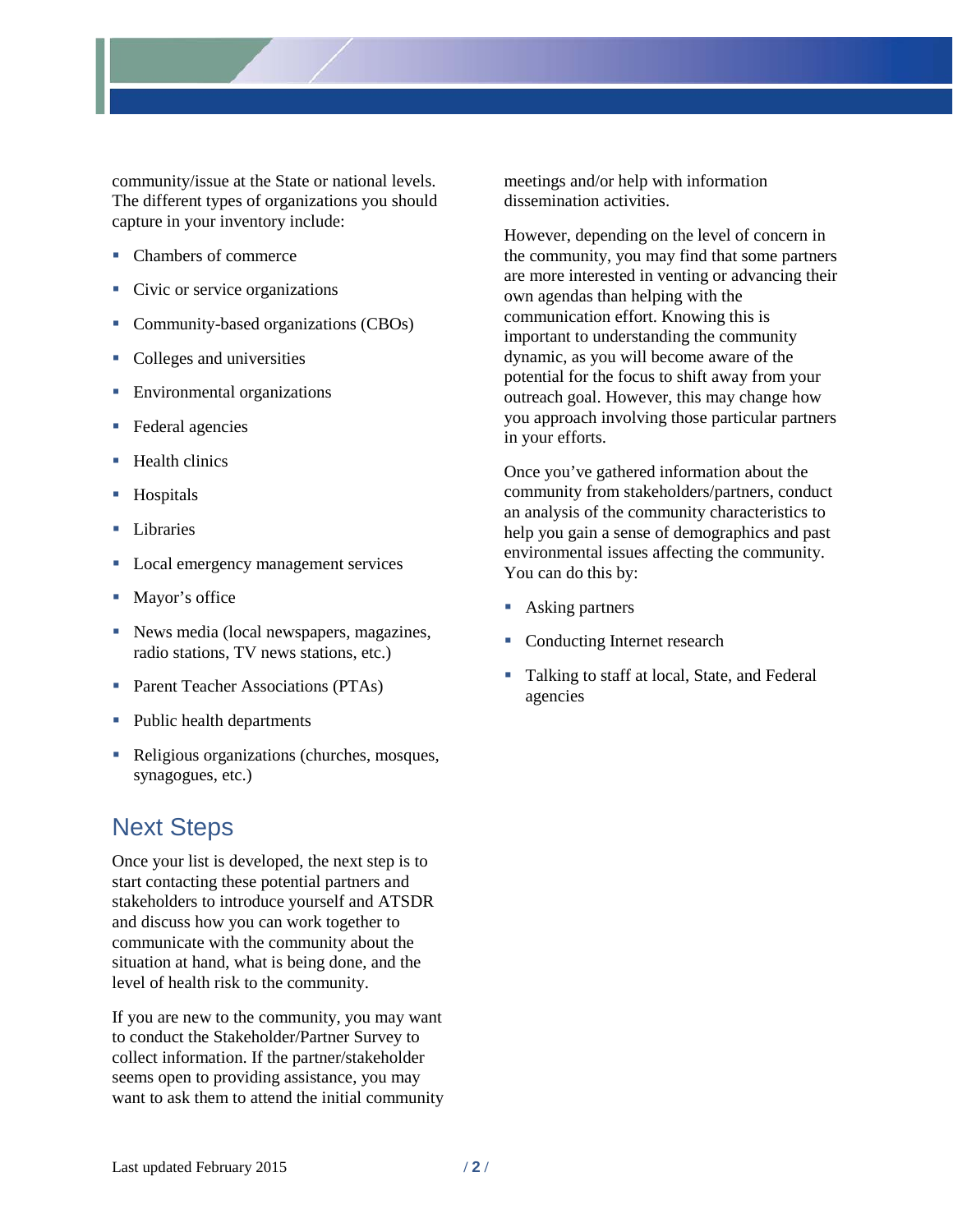community/issue at the State or national levels. The different types of organizations you should capture in your inventory include:

- Chambers of commerce
- Civic or service organizations
- Community-based organizations (CBOs)
- Colleges and universities
- Environmental organizations
- Federal agencies
- Health clinics
- Hospitals
- Libraries
- Local emergency management services
- Mayor's office
- News media (local newspapers, magazines, radio stations, TV news stations, etc.)
- Parent Teacher Associations (PTAs)
- Public health departments
- Religious organizations (churches, mosques, synagogues, etc.)

## Next Steps

Once your list is developed, the next step is to start contacting these potential partners and stakeholders to introduce yourself and ATSDR and discuss how you can work together to communicate with the community about the situation at hand, what is being done, and the level of health risk to the community.

If you are new to the community, you may want to conduct the Stakeholder/Partner Survey to collect information. If the partner/stakeholder seems open to providing assistance, you may want to ask them to attend the initial community meetings and/or help with information dissemination activities.

However, depending on the level of concern in the community, you may find that some partners are more interested in venting or advancing their own agendas than helping with the communication effort. Knowing this is important to understanding the community dynamic, as you will become aware of the potential for the focus to shift away from your outreach goal. However, this may change how you approach involving those particular partners in your efforts.

Once you've gathered information about the community from stakeholders/partners, conduct an analysis of the community characteristics to help you gain a sense of demographics and past environmental issues affecting the community. You can do this by:

- Asking partners
- Conducting Internet research
- Talking to staff at local, State, and Federal agencies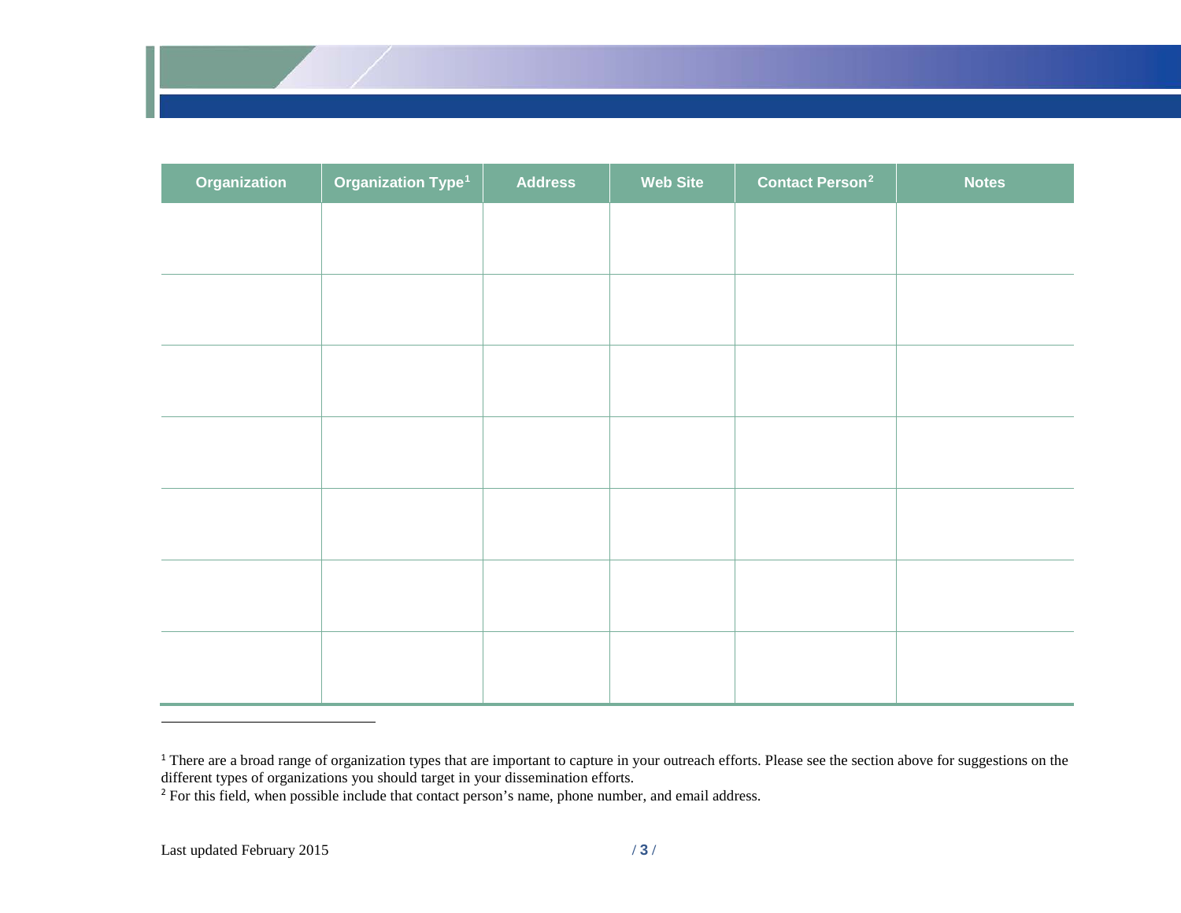| Organization | Organization Type[1] | Address | Web Site | Contact Person[2] | Notes |
|---|---|---|---|---|---|
| | | | | | |
| | | | | | |
| | | | | | |
| | | | | | |
| | | | | | |
| | | | | | |
| | | | | | |

[1] There are a broad range of organization types that are important to capture in your outreach efforts. Please see the section above for suggestions on the different types of organizations you should target in your dissemination efforts.

[2] For this field, when possible include that contact person's name, phone number, and email address.

Last updated February 2015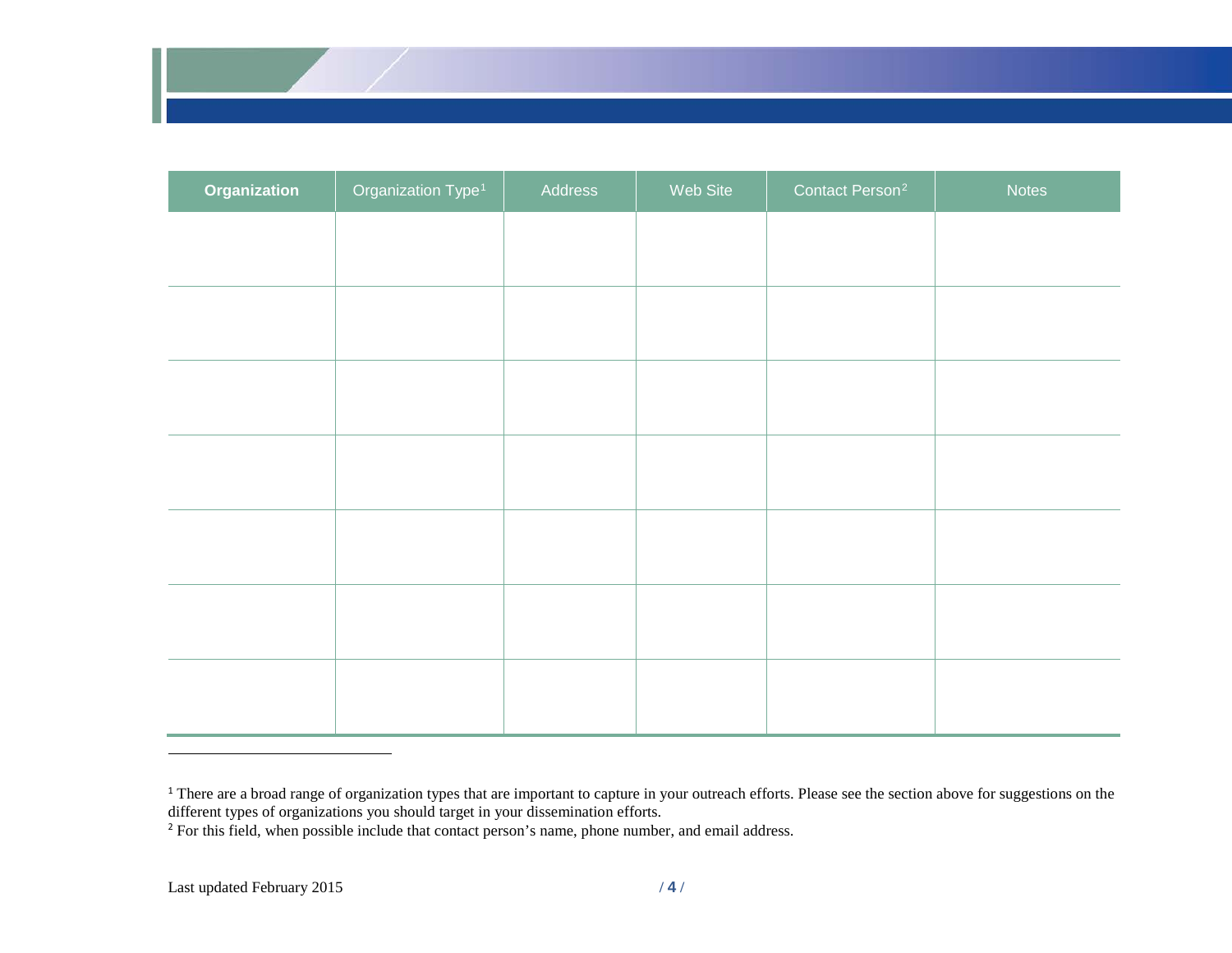| Organization | Organization Type[1] | Address | Web Site | Contact Person[2] | Notes |
| --- | --- | --- | --- | --- | --- |
| | | | | | |
| | | | | | |
| | | | | | |
| | | | | | |
| | | | | | |
| | | | | | |
| | | | | | |

[1] There are a broad range of organization types that are important to capture in your outreach efforts. Please see the section above for suggestions on the different types of organizations you should target in your dissemination efforts.

[2] For this field, when possible include that contact person's name, phone number, and email address.

Last updated February 2015